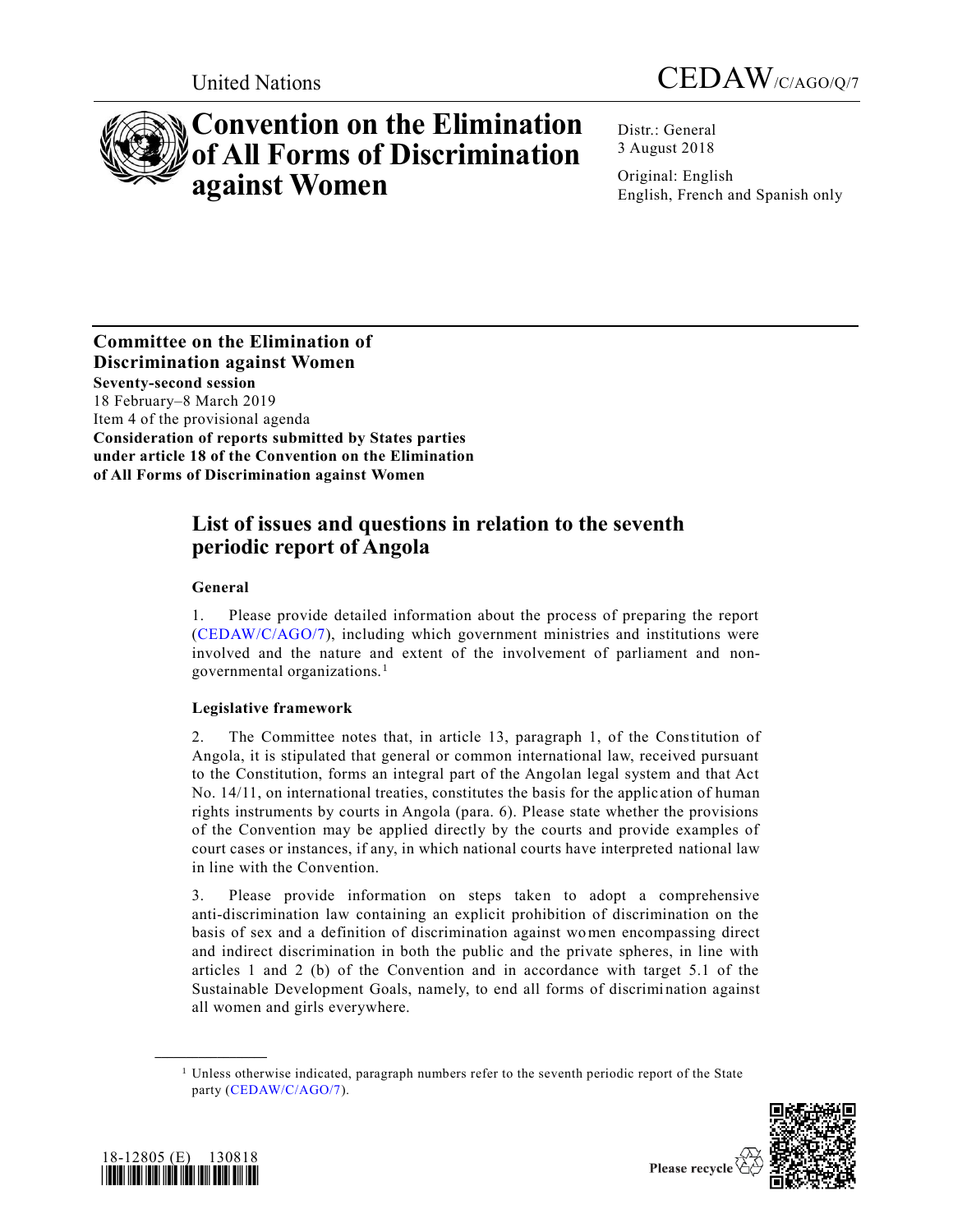United Nations

CEDAW/C/AGO/Q/7

# Convention on the Elimination of All Forms of Discrimination against Women

Distr.: General
3 August 2018

Original: English
English, French and Spanish only

**Committee on the Elimination of Discrimination against Women**
**Seventy-second session**
18 February–8 March 2019
Item 4 of the provisional agenda
**Consideration of reports submitted by States parties under article 18 of the Convention on the Elimination of All Forms of Discrimination against Women**

## List of issues and questions in relation to the seventh periodic report of Angola

### General

1. Please provide detailed information about the process of preparing the report (CEDAW/C/AGO/7), including which government ministries and institutions were involved and the nature and extent of the involvement of parliament and non-governmental organizations.[1]

### Legislative framework

2. The Committee notes that, in article 13, paragraph 1, of the Constitution of Angola, it is stipulated that general or common international law, received pursuant to the Constitution, forms an integral part of the Angolan legal system and that Act No. 14/11, on international treaties, constitutes the basis for the application of human rights instruments by courts in Angola (para. 6). Please state whether the provisions of the Convention may be applied directly by the courts and provide examples of court cases or instances, if any, in which national courts have interpreted national law in line with the Convention.

3. Please provide information on steps taken to adopt a comprehensive anti-discrimination law containing an explicit prohibition of discrimination on the basis of sex and a definition of discrimination against women encompassing direct and indirect discrimination in both the public and the private spheres, in line with articles 1 and 2 (b) of the Convention and in accordance with target 5.1 of the Sustainable Development Goals, namely, to end all forms of discrimination against all women and girls everywhere.

[1] Unless otherwise indicated, paragraph numbers refer to the seventh periodic report of the State party (CEDAW/C/AGO/7).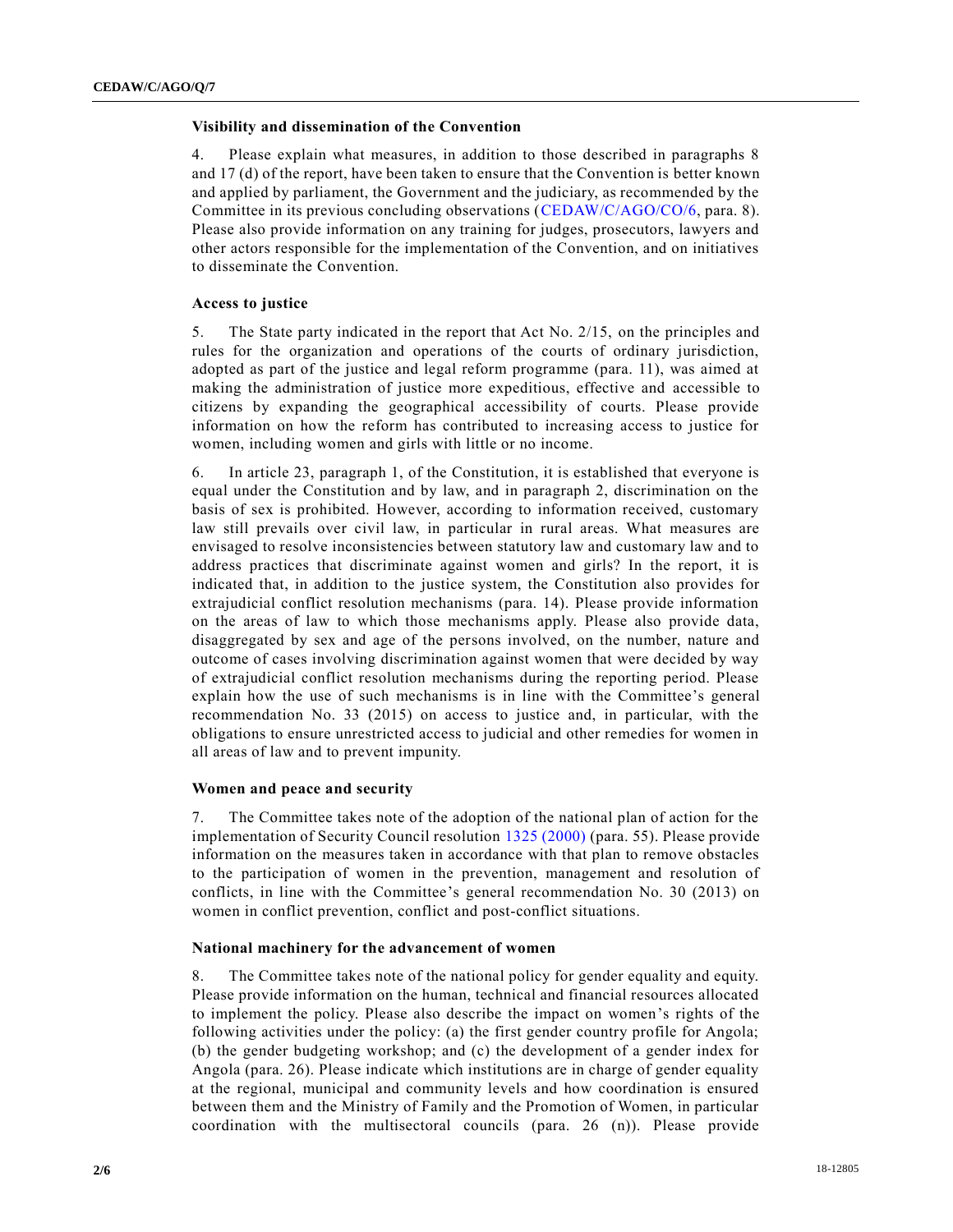### Visibility and dissemination of the Convention

4. Please explain what measures, in addition to those described in paragraphs 8 and 17 (d) of the report, have been taken to ensure that the Convention is better known and applied by parliament, the Government and the judiciary, as recommended by the Committee in its previous concluding observations (CEDAW/C/AGO/CO/6, para. 8). Please also provide information on any training for judges, prosecutors, lawyers and other actors responsible for the implementation of the Convention, and on initiatives to disseminate the Convention.

### Access to justice

5. The State party indicated in the report that Act No. 2/15, on the principles and rules for the organization and operations of the courts of ordinary jurisdiction, adopted as part of the justice and legal reform programme (para. 11), was aimed at making the administration of justice more expeditious, effective and accessible to citizens by expanding the geographical accessibility of courts. Please provide information on how the reform has contributed to increasing access to justice for women, including women and girls with little or no income.

6. In article 23, paragraph 1, of the Constitution, it is established that everyone is equal under the Constitution and by law, and in paragraph 2, discrimination on the basis of sex is prohibited. However, according to information received, customary law still prevails over civil law, in particular in rural areas. What measures are envisaged to resolve inconsistencies between statutory law and customary law and to address practices that discriminate against women and girls? In the report, it is indicated that, in addition to the justice system, the Constitution also provides for extrajudicial conflict resolution mechanisms (para. 14). Please provide information on the areas of law to which those mechanisms apply. Please also provide data, disaggregated by sex and age of the persons involved, on the number, nature and outcome of cases involving discrimination against women that were decided by way of extrajudicial conflict resolution mechanisms during the reporting period. Please explain how the use of such mechanisms is in line with the Committee's general recommendation No. 33 (2015) on access to justice and, in particular, with the obligations to ensure unrestricted access to judicial and other remedies for women in all areas of law and to prevent impunity.

### Women and peace and security

7. The Committee takes note of the adoption of the national plan of action for the implementation of Security Council resolution 1325 (2000) (para. 55). Please provide information on the measures taken in accordance with that plan to remove obstacles to the participation of women in the prevention, management and resolution of conflicts, in line with the Committee's general recommendation No. 30 (2013) on women in conflict prevention, conflict and post-conflict situations.

### National machinery for the advancement of women

8. The Committee takes note of the national policy for gender equality and equity. Please provide information on the human, technical and financial resources allocated to implement the policy. Please also describe the impact on women's rights of the following activities under the policy: (a) the first gender country profile for Angola; (b) the gender budgeting workshop; and (c) the development of a gender index for Angola (para. 26). Please indicate which institutions are in charge of gender equality at the regional, municipal and community levels and how coordination is ensured between them and the Ministry of Family and the Promotion of Women, in particular coordination with the multisectoral councils (para. 26 (n)). Please provide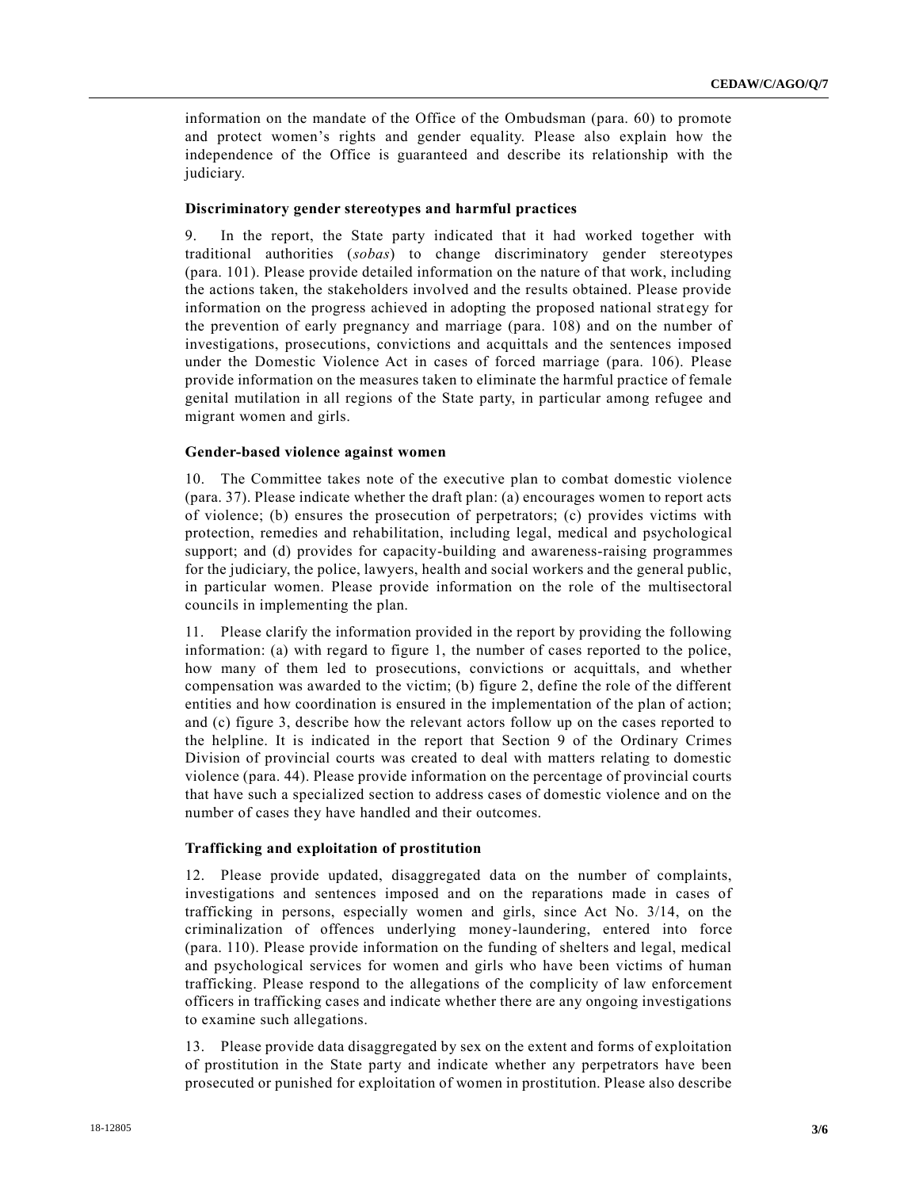information on the mandate of the Office of the Ombudsman (para. 60) to promote and protect women's rights and gender equality. Please also explain how the independence of the Office is guaranteed and describe its relationship with the judiciary.

### Discriminatory gender stereotypes and harmful practices

9. In the report, the State party indicated that it had worked together with traditional authorities (*sobas*) to change discriminatory gender stereotypes (para. 101). Please provide detailed information on the nature of that work, including the actions taken, the stakeholders involved and the results obtained. Please provide information on the progress achieved in adopting the proposed national strategy for the prevention of early pregnancy and marriage (para. 108) and on the number of investigations, prosecutions, convictions and acquittals and the sentences imposed under the Domestic Violence Act in cases of forced marriage (para. 106). Please provide information on the measures taken to eliminate the harmful practice of female genital mutilation in all regions of the State party, in particular among refugee and migrant women and girls.

### Gender-based violence against women

10. The Committee takes note of the executive plan to combat domestic violence (para. 37). Please indicate whether the draft plan: (a) encourages women to report acts of violence; (b) ensures the prosecution of perpetrators; (c) provides victims with protection, remedies and rehabilitation, including legal, medical and psychological support; and (d) provides for capacity-building and awareness-raising programmes for the judiciary, the police, lawyers, health and social workers and the general public, in particular women. Please provide information on the role of the multisectoral councils in implementing the plan.

11. Please clarify the information provided in the report by providing the following information: (a) with regard to figure 1, the number of cases reported to the police, how many of them led to prosecutions, convictions or acquittals, and whether compensation was awarded to the victim; (b) figure 2, define the role of the different entities and how coordination is ensured in the implementation of the plan of action; and (c) figure 3, describe how the relevant actors follow up on the cases reported to the helpline. It is indicated in the report that Section 9 of the Ordinary Crimes Division of provincial courts was created to deal with matters relating to domestic violence (para. 44). Please provide information on the percentage of provincial courts that have such a specialized section to address cases of domestic violence and on the number of cases they have handled and their outcomes.

### Trafficking and exploitation of prostitution

12. Please provide updated, disaggregated data on the number of complaints, investigations and sentences imposed and on the reparations made in cases of trafficking in persons, especially women and girls, since Act No. 3/14, on the criminalization of offences underlying money-laundering, entered into force (para. 110). Please provide information on the funding of shelters and legal, medical and psychological services for women and girls who have been victims of human trafficking. Please respond to the allegations of the complicity of law enforcement officers in trafficking cases and indicate whether there are any ongoing investigations to examine such allegations.

13. Please provide data disaggregated by sex on the extent and forms of exploitation of prostitution in the State party and indicate whether any perpetrators have been prosecuted or punished for exploitation of women in prostitution. Please also describe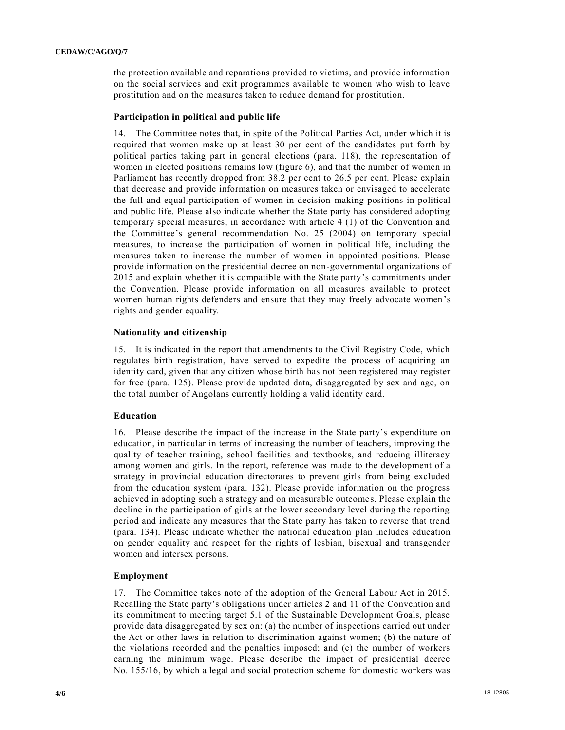the protection available and reparations provided to victims, and provide information on the social services and exit programmes available to women who wish to leave prostitution and on the measures taken to reduce demand for prostitution.

### Participation in political and public life

14. The Committee notes that, in spite of the Political Parties Act, under which it is required that women make up at least 30 per cent of the candidates put forth by political parties taking part in general elections (para. 118), the representation of women in elected positions remains low (figure 6), and that the number of women in Parliament has recently dropped from 38.2 per cent to 26.5 per cent. Please explain that decrease and provide information on measures taken or envisaged to accelerate the full and equal participation of women in decision-making positions in political and public life. Please also indicate whether the State party has considered adopting temporary special measures, in accordance with article 4 (1) of the Convention and the Committee's general recommendation No. 25 (2004) on temporary special measures, to increase the participation of women in political life, including the measures taken to increase the number of women in appointed positions. Please provide information on the presidential decree on non-governmental organizations of 2015 and explain whether it is compatible with the State party's commitments under the Convention. Please provide information on all measures available to protect women human rights defenders and ensure that they may freely advocate women's rights and gender equality.

### Nationality and citizenship

15. It is indicated in the report that amendments to the Civil Registry Code, which regulates birth registration, have served to expedite the process of acquiring an identity card, given that any citizen whose birth has not been registered may register for free (para. 125). Please provide updated data, disaggregated by sex and age, on the total number of Angolans currently holding a valid identity card.

### Education

16. Please describe the impact of the increase in the State party's expenditure on education, in particular in terms of increasing the number of teachers, improving the quality of teacher training, school facilities and textbooks, and reducing illiteracy among women and girls. In the report, reference was made to the development of a strategy in provincial education directorates to prevent girls from being excluded from the education system (para. 132). Please provide information on the progress achieved in adopting such a strategy and on measurable outcomes. Please explain the decline in the participation of girls at the lower secondary level during the reporting period and indicate any measures that the State party has taken to reverse that trend (para. 134). Please indicate whether the national education plan includes education on gender equality and respect for the rights of lesbian, bisexual and transgender women and intersex persons.

### Employment

17. The Committee takes note of the adoption of the General Labour Act in 2015. Recalling the State party's obligations under articles 2 and 11 of the Convention and its commitment to meeting target 5.1 of the Sustainable Development Goals, please provide data disaggregated by sex on: (a) the number of inspections carried out under the Act or other laws in relation to discrimination against women; (b) the nature of the violations recorded and the penalties imposed; and (c) the number of workers earning the minimum wage. Please describe the impact of presidential decree No. 155/16, by which a legal and social protection scheme for domestic workers was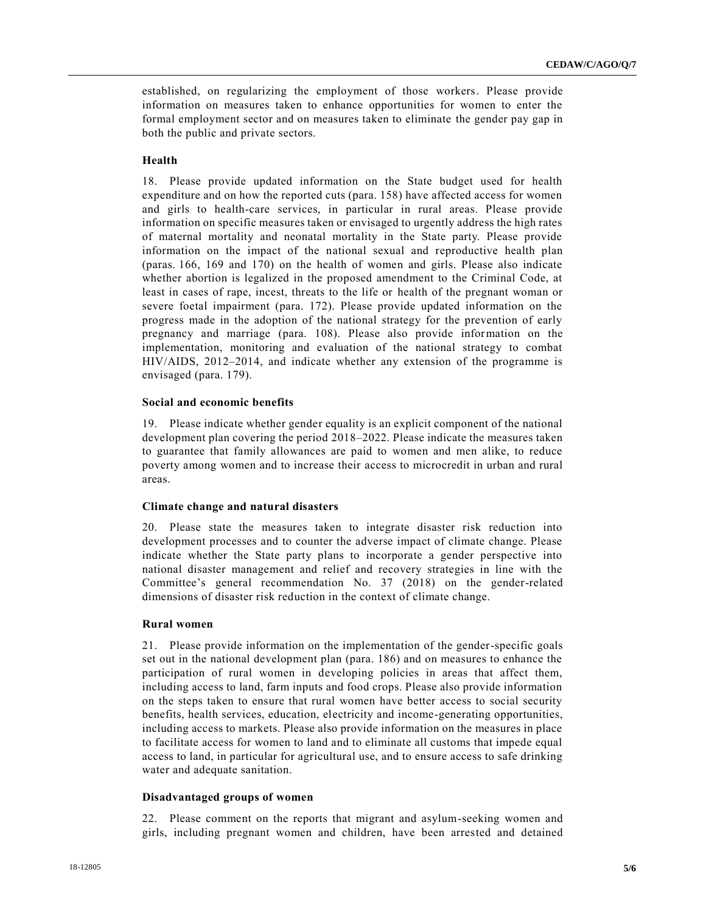established, on regularizing the employment of those workers. Please provide information on measures taken to enhance opportunities for women to enter the formal employment sector and on measures taken to eliminate the gender pay gap in both the public and private sectors.

### Health

18. Please provide updated information on the State budget used for health expenditure and on how the reported cuts (para. 158) have affected access for women and girls to health-care services, in particular in rural areas. Please provide information on specific measures taken or envisaged to urgently address the high rates of maternal mortality and neonatal mortality in the State party. Please provide information on the impact of the national sexual and reproductive health plan (paras. 166, 169 and 170) on the health of women and girls. Please also indicate whether abortion is legalized in the proposed amendment to the Criminal Code, at least in cases of rape, incest, threats to the life or health of the pregnant woman or severe foetal impairment (para. 172). Please provide updated information on the progress made in the adoption of the national strategy for the prevention of early pregnancy and marriage (para. 108). Please also provide information on the implementation, monitoring and evaluation of the national strategy to combat HIV/AIDS, 2012–2014, and indicate whether any extension of the programme is envisaged (para. 179).

### Social and economic benefits

19. Please indicate whether gender equality is an explicit component of the national development plan covering the period 2018–2022. Please indicate the measures taken to guarantee that family allowances are paid to women and men alike, to reduce poverty among women and to increase their access to microcredit in urban and rural areas.

### Climate change and natural disasters

20. Please state the measures taken to integrate disaster risk reduction into development processes and to counter the adverse impact of climate change. Please indicate whether the State party plans to incorporate a gender perspective into national disaster management and relief and recovery strategies in line with the Committee's general recommendation No. 37 (2018) on the gender-related dimensions of disaster risk reduction in the context of climate change.

### Rural women

21. Please provide information on the implementation of the gender-specific goals set out in the national development plan (para. 186) and on measures to enhance the participation of rural women in developing policies in areas that affect them, including access to land, farm inputs and food crops. Please also provide information on the steps taken to ensure that rural women have better access to social security benefits, health services, education, electricity and income-generating opportunities, including access to markets. Please also provide information on the measures in place to facilitate access for women to land and to eliminate all customs that impede equal access to land, in particular for agricultural use, and to ensure access to safe drinking water and adequate sanitation.

### Disadvantaged groups of women

22. Please comment on the reports that migrant and asylum-seeking women and girls, including pregnant women and children, have been arrested and detained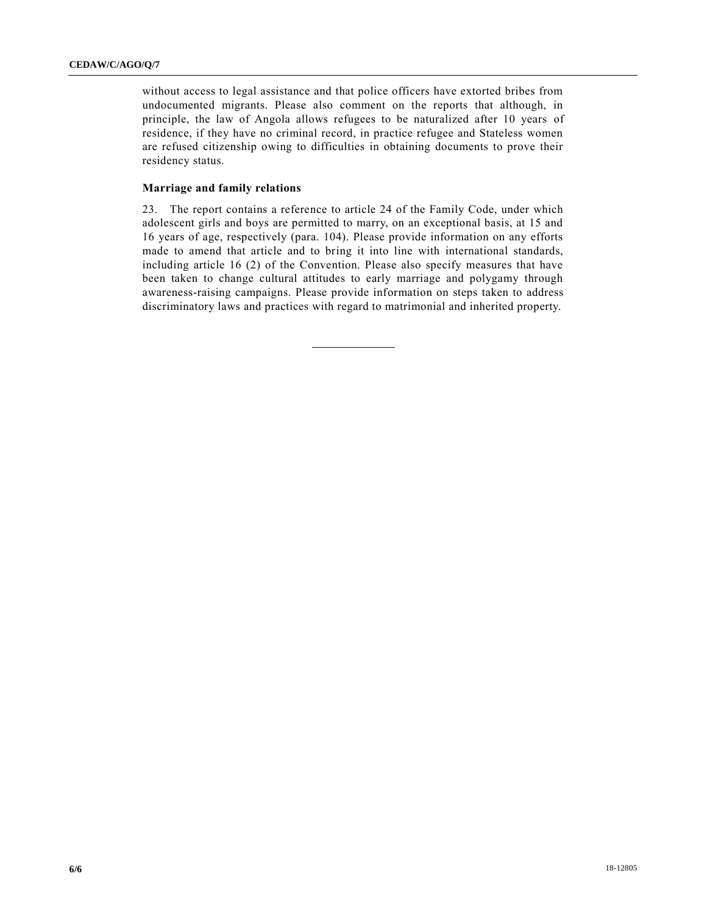without access to legal assistance and that police officers have extorted bribes from undocumented migrants. Please also comment on the reports that although, in principle, the law of Angola allows refugees to be naturalized after 10 years of residence, if they have no criminal record, in practice refugee and Stateless women are refused citizenship owing to difficulties in obtaining documents to prove their residency status.

### Marriage and family relations

23. The report contains a reference to article 24 of the Family Code, under which adolescent girls and boys are permitted to marry, on an exceptional basis, at 15 and 16 years of age, respectively (para. 104). Please provide information on any efforts made to amend that article and to bring it into line with international standards, including article 16 (2) of the Convention. Please also specify measures that have been taken to change cultural attitudes to early marriage and polygamy through awareness-raising campaigns. Please provide information on steps taken to address discriminatory laws and practices with regard to matrimonial and inherited property.